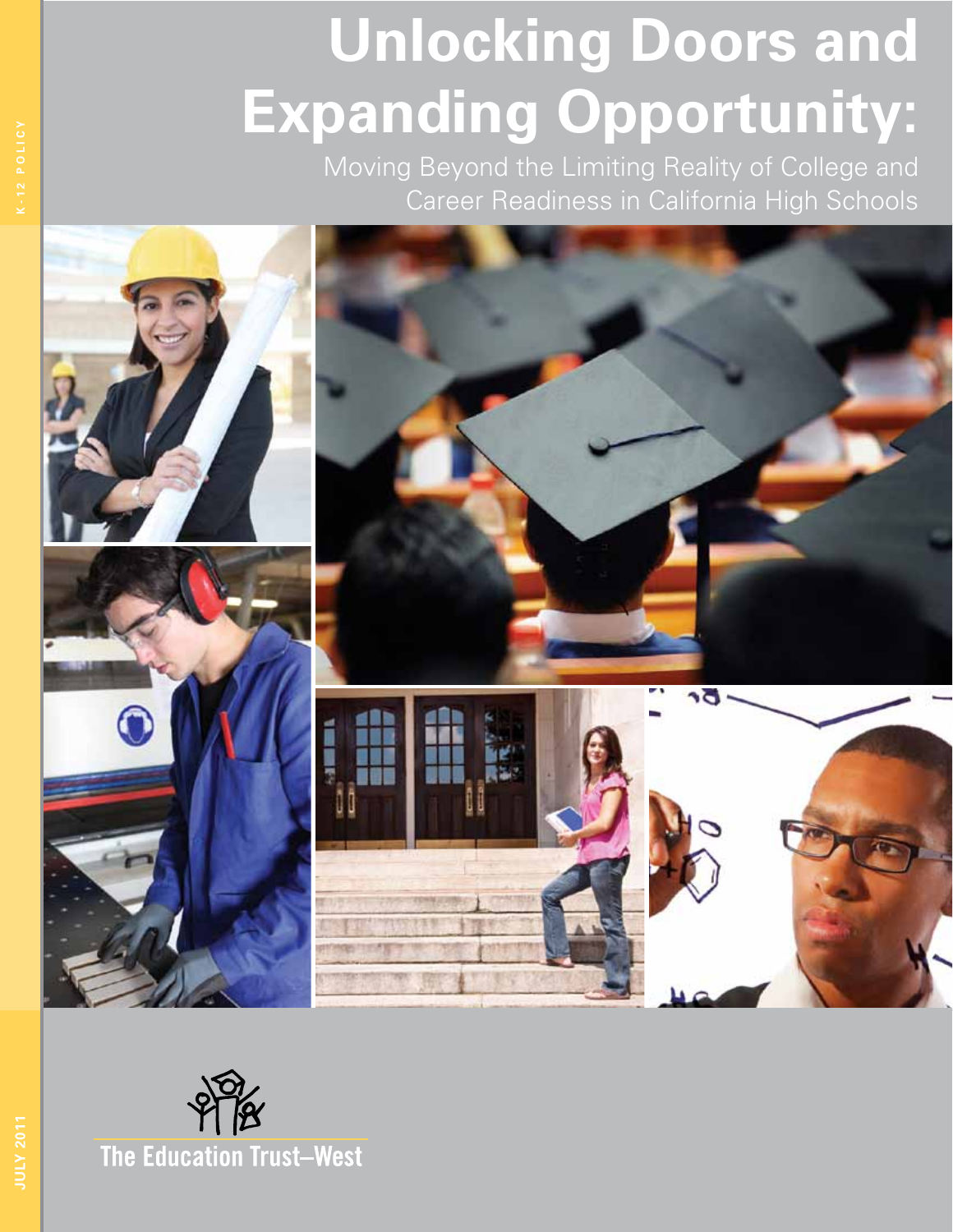K-12 POLICY

# Unlocking Doors and Expanding Opportunity:

## Moving Beyond the Limiting Reality of College and Career Readiness in California High Schools

The Education Trust–West

JULY 2011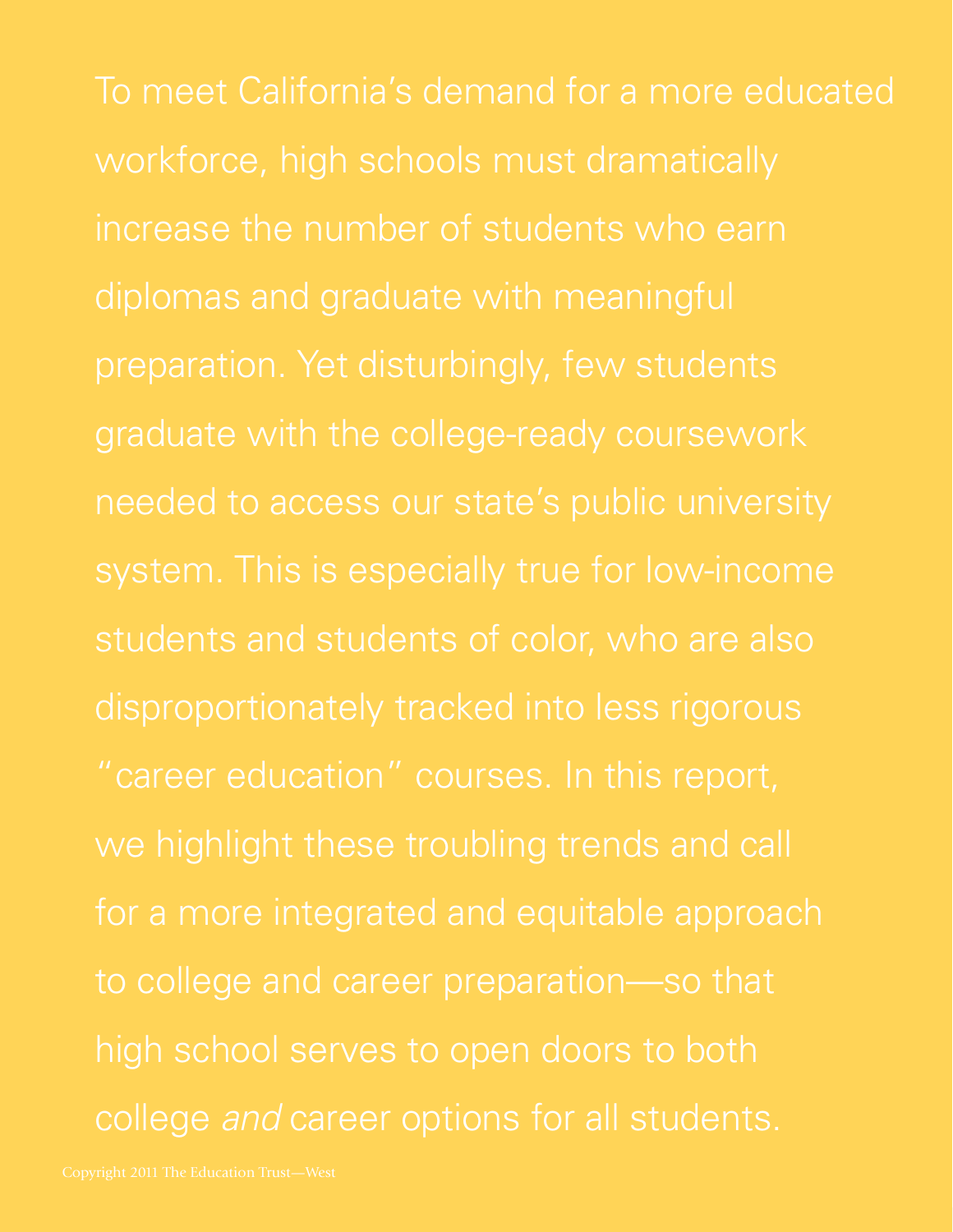To meet California's demand for a more educated workforce, high schools must dramatically increase the number of students who earn diplomas and graduate with meaningful preparation. Yet disturbingly, few students graduate with the college-ready coursework needed to access our state's public university system. This is especially true for low-income students and students of color, who are also disproportionately tracked into less rigorous "career education" courses. In this report, we highlight these troubling trends and call for a more integrated and equitable approach to college and career preparation—so that high school serves to open doors to both college *and* career options for all students.

Copyright 2011 The Education Trust—West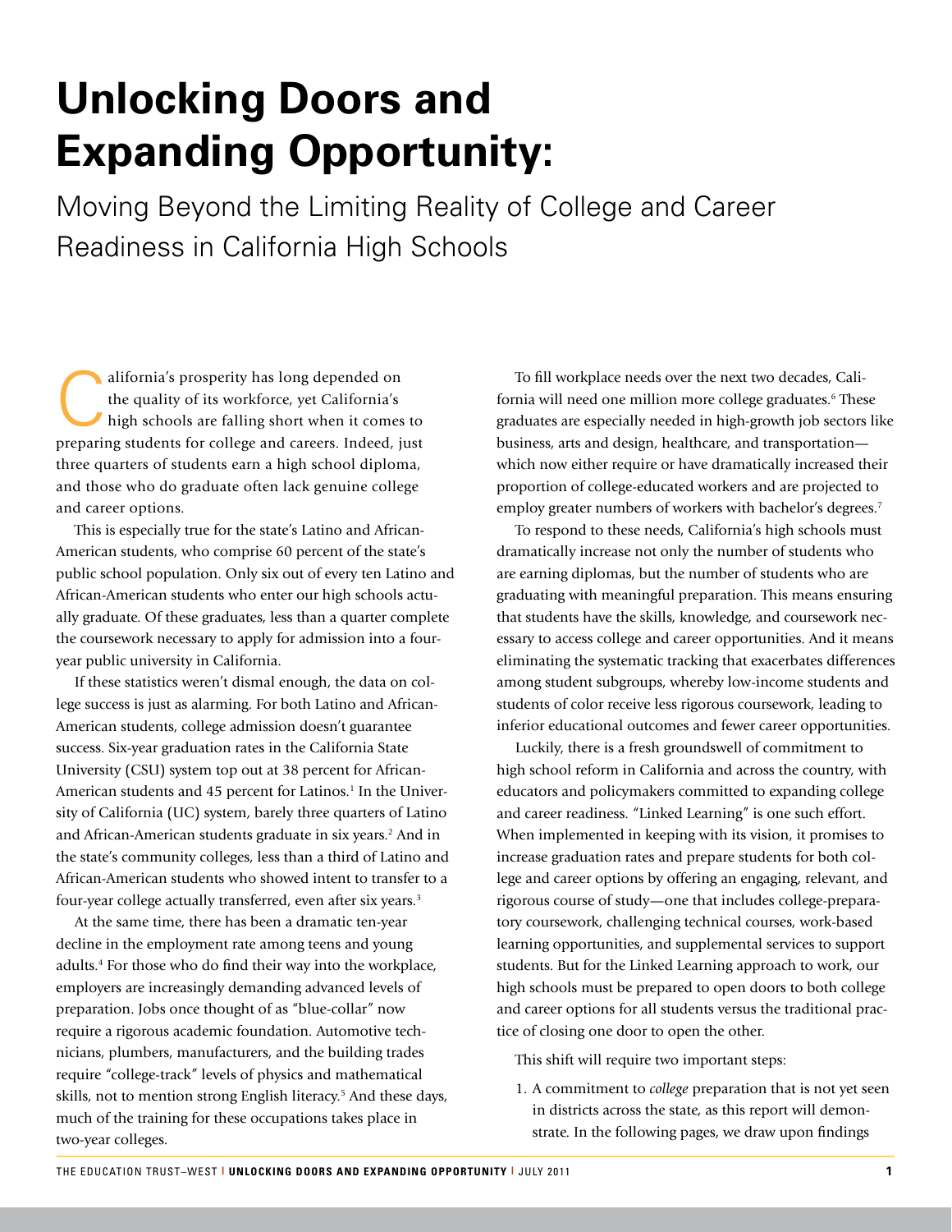# Unlocking Doors and Expanding Opportunity:

Moving Beyond the Limiting Reality of College and Career Readiness in California High Schools

California's prosperity has long depended on the quality of its workforce, yet California's high schools are falling short when it comes to preparing students for college and careers. Indeed, just three quarters of students earn a high school diploma, and those who do graduate often lack genuine college and career options.

This is especially true for the state's Latino and African-American students, who comprise 60 percent of the state's public school population. Only six out of every ten Latino and African-American students who enter our high schools actually graduate. Of these graduates, less than a quarter complete the coursework necessary to apply for admission into a four-year public university in California.

If these statistics weren't dismal enough, the data on college success is just as alarming. For both Latino and African-American students, college admission doesn't guarantee success. Six-year graduation rates in the California State University (CSU) system top out at 38 percent for African-American students and 45 percent for Latinos.[1] In the University of California (UC) system, barely three quarters of Latino and African-American students graduate in six years.[2] And in the state's community colleges, less than a third of Latino and African-American students who showed intent to transfer to a four-year college actually transferred, even after six years.[3]

At the same time, there has been a dramatic ten-year decline in the employment rate among teens and young adults.[4] For those who do find their way into the workplace, employers are increasingly demanding advanced levels of preparation. Jobs once thought of as "blue-collar" now require a rigorous academic foundation. Automotive technicians, plumbers, manufacturers, and the building trades require "college-track" levels of physics and mathematical skills, not to mention strong English literacy.[5] And these days, much of the training for these occupations takes place in two-year colleges.

To fill workplace needs over the next two decades, California will need one million more college graduates.[6] These graduates are especially needed in high-growth job sectors like business, arts and design, healthcare, and transportation—which now either require or have dramatically increased their proportion of college-educated workers and are projected to employ greater numbers of workers with bachelor's degrees.[7]

To respond to these needs, California's high schools must dramatically increase not only the number of students who are earning diplomas, but the number of students who are graduating with meaningful preparation. This means ensuring that students have the skills, knowledge, and coursework necessary to access college and career opportunities. And it means eliminating the systematic tracking that exacerbates differences among student subgroups, whereby low-income students and students of color receive less rigorous coursework, leading to inferior educational outcomes and fewer career opportunities.

Luckily, there is a fresh groundswell of commitment to high school reform in California and across the country, with educators and policymakers committed to expanding college and career readiness. "Linked Learning" is one such effort. When implemented in keeping with its vision, it promises to increase graduation rates and prepare students for both college and career options by offering an engaging, relevant, and rigorous course of study—one that includes college-preparatory coursework, challenging technical courses, work-based learning opportunities, and supplemental services to support students. But for the Linked Learning approach to work, our high schools must be prepared to open doors to both college and career options for all students versus the traditional practice of closing one door to open the other.

This shift will require two important steps:

1. A commitment to *college* preparation that is not yet seen in districts across the state, as this report will demonstrate. In the following pages, we draw upon findings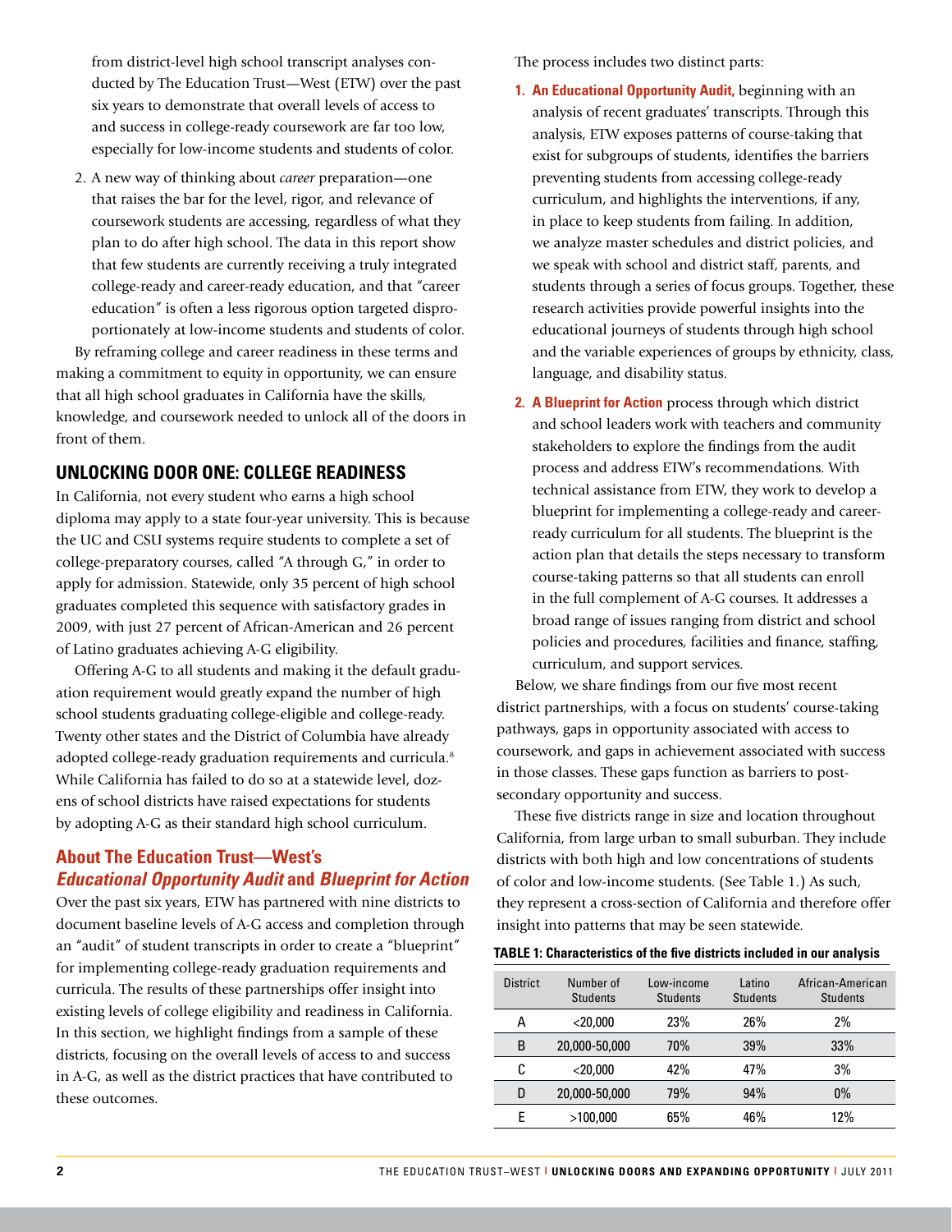from district-level high school transcript analyses conducted by The Education Trust—West (ETW) over the past six years to demonstrate that overall levels of access to and success in college-ready coursework are far too low, especially for low-income students and students of color.

2. A new way of thinking about *career* preparation—one that raises the bar for the level, rigor, and relevance of coursework students are accessing, regardless of what they plan to do after high school. The data in this report show that few students are currently receiving a truly integrated college-ready and career-ready education, and that "career education" is often a less rigorous option targeted disproportionately at low-income students and students of color.

By reframing college and career readiness in these terms and making a commitment to equity in opportunity, we can ensure that all high school graduates in California have the skills, knowledge, and coursework needed to unlock all of the doors in front of them.

## UNLOCKING DOOR ONE: COLLEGE READINESS

In California, not every student who earns a high school diploma may apply to a state four-year university. This is because the UC and CSU systems require students to complete a set of college-preparatory courses, called "A through G," in order to apply for admission. Statewide, only 35 percent of high school graduates completed this sequence with satisfactory grades in 2009, with just 27 percent of African-American and 26 percent of Latino graduates achieving A-G eligibility.

Offering A-G to all students and making it the default graduation requirement would greatly expand the number of high school students graduating college-eligible and college-ready. Twenty other states and the District of Columbia have already adopted college-ready graduation requirements and curricula.[8] While California has failed to do so at a statewide level, dozens of school districts have raised expectations for students by adopting A-G as their standard high school curriculum.

### About The Education Trust—West's *Educational Opportunity Audit* and *Blueprint for Action*

Over the past six years, ETW has partnered with nine districts to document baseline levels of A-G access and completion through an "audit" of student transcripts in order to create a "blueprint" for implementing college-ready graduation requirements and curricula. The results of these partnerships offer insight into existing levels of college eligibility and readiness in California. In this section, we highlight findings from a sample of these districts, focusing on the overall levels of access to and success in A-G, as well as the district practices that have contributed to these outcomes.

The process includes two distinct parts:

1. **An Educational Opportunity Audit,** beginning with an analysis of recent graduates' transcripts. Through this analysis, ETW exposes patterns of course-taking that exist for subgroups of students, identifies the barriers preventing students from accessing college-ready curriculum, and highlights the interventions, if any, in place to keep students from failing. In addition, we analyze master schedules and district policies, and we speak with school and district staff, parents, and students through a series of focus groups. Together, these research activities provide powerful insights into the educational journeys of students through high school and the variable experiences of groups by ethnicity, class, language, and disability status.

2. **A Blueprint for Action** process through which district and school leaders work with teachers and community stakeholders to explore the findings from the audit process and address ETW's recommendations. With technical assistance from ETW, they work to develop a blueprint for implementing a college-ready and career-ready curriculum for all students. The blueprint is the action plan that details the steps necessary to transform course-taking patterns so that all students can enroll in the full complement of A-G courses. It addresses a broad range of issues ranging from district and school policies and procedures, facilities and finance, staffing, curriculum, and support services.

Below, we share findings from our five most recent district partnerships, with a focus on students' course-taking pathways, gaps in opportunity associated with access to coursework, and gaps in achievement associated with success in those classes. These gaps function as barriers to postsecondary opportunity and success.

These five districts range in size and location throughout California, from large urban to small suburban. They include districts with both high and low concentrations of students of color and low-income students. (See Table 1.) As such, they represent a cross-section of California and therefore offer insight into patterns that may be seen statewide.

**TABLE 1: Characteristics of the five districts included in our analysis**

| District | Number of Students | Low-income Students | Latino Students | African-American Students |
|---|---|---|---|---|
| A | <20,000 | 23% | 26% | 2% |
| B | 20,000-50,000 | 70% | 39% | 33% |
| C | <20,000 | 42% | 47% | 3% |
| D | 20,000-50,000 | 79% | 94% | 0% |
| E | >100,000 | 65% | 46% | 12% |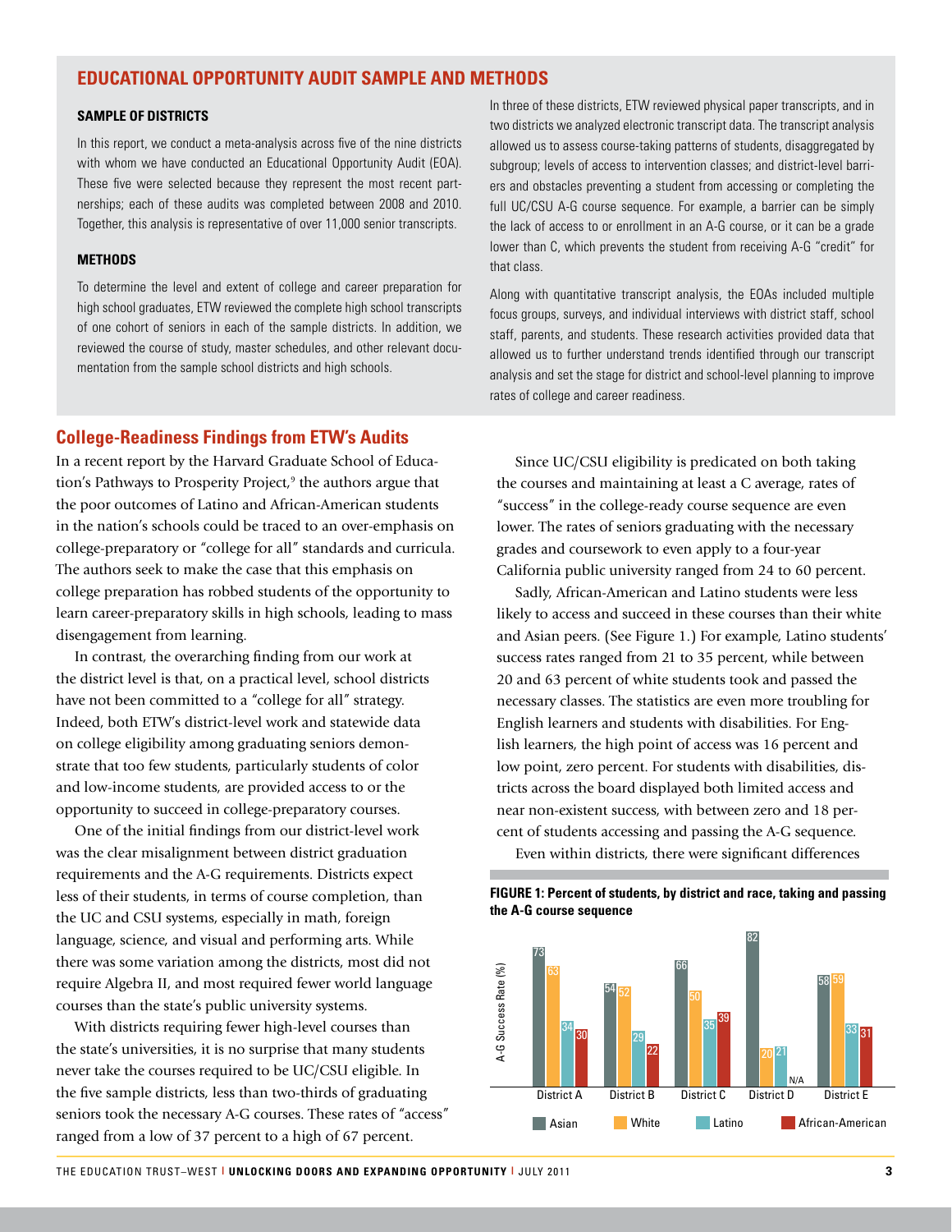## EDUCATIONAL OPPORTUNITY AUDIT SAMPLE AND METHODS

### SAMPLE OF DISTRICTS

In this report, we conduct a meta-analysis across five of the nine districts with whom we have conducted an Educational Opportunity Audit (EOA). These five were selected because they represent the most recent partnerships; each of these audits was completed between 2008 and 2010. Together, this analysis is representative of over 11,000 senior transcripts.

### METHODS

To determine the level and extent of college and career preparation for high school graduates, ETW reviewed the complete high school transcripts of one cohort of seniors in each of the sample districts. In addition, we reviewed the course of study, master schedules, and other relevant documentation from the sample school districts and high schools.

In three of these districts, ETW reviewed physical paper transcripts, and in two districts we analyzed electronic transcript data. The transcript analysis allowed us to assess course-taking patterns of students, disaggregated by subgroup; levels of access to intervention classes; and district-level barriers and obstacles preventing a student from accessing or completing the full UC/CSU A-G course sequence. For example, a barrier can be simply the lack of access to or enrollment in an A-G course, or it can be a grade lower than C, which prevents the student from receiving A-G "credit" for that class.

Along with quantitative transcript analysis, the EOAs included multiple focus groups, surveys, and individual interviews with district staff, school staff, parents, and students. These research activities provided data that allowed us to further understand trends identified through our transcript analysis and set the stage for district and school-level planning to improve rates of college and career readiness.

## College-Readiness Findings from ETW's Audits

In a recent report by the Harvard Graduate School of Education's Pathways to Prosperity Project,[9] the authors argue that the poor outcomes of Latino and African-American students in the nation's schools could be traced to an over-emphasis on college-preparatory or "college for all" standards and curricula. The authors seek to make the case that this emphasis on college preparation has robbed students of the opportunity to learn career-preparatory skills in high schools, leading to mass disengagement from learning.

In contrast, the overarching finding from our work at the district level is that, on a practical level, school districts have not been committed to a "college for all" strategy. Indeed, both ETW's district-level work and statewide data on college eligibility among graduating seniors demonstrate that too few students, particularly students of color and low-income students, are provided access to or the opportunity to succeed in college-preparatory courses.

One of the initial findings from our district-level work was the clear misalignment between district graduation requirements and the A-G requirements. Districts expect less of their students, in terms of course completion, than the UC and CSU systems, especially in math, foreign language, science, and visual and performing arts. While there was some variation among the districts, most did not require Algebra II, and most required fewer world language courses than the state's public university systems.

With districts requiring fewer high-level courses than the state's universities, it is no surprise that many students never take the courses required to be UC/CSU eligible. In the five sample districts, less than two-thirds of graduating seniors took the necessary A-G courses. These rates of "access" ranged from a low of 37 percent to a high of 67 percent.

Since UC/CSU eligibility is predicated on both taking the courses and maintaining at least a C average, rates of "success" in the college-ready course sequence are even lower. The rates of seniors graduating with the necessary grades and coursework to even apply to a four-year California public university ranged from 24 to 60 percent.

Sadly, African-American and Latino students were less likely to access and succeed in these courses than their white and Asian peers. (See Figure 1.) For example, Latino students' success rates ranged from 21 to 35 percent, while between 20 and 63 percent of white students took and passed the necessary classes. The statistics are even more troubling for English learners and students with disabilities. For English learners, the high point of access was 16 percent and low point, zero percent. For students with disabilities, districts across the board displayed both limited access and near non-existent success, with between zero and 18 percent of students accessing and passing the A-G sequence.

Even within districts, there were significant differences

**FIGURE 1: Percent of students, by district and race, taking and passing the A-G course sequence**

A-G Success Rate (%)

| | Asian | White | Latino | African-American |
|---|---|---|---|---|
| District A | 73 | 63 | 34 | 30 |
| District B | 54 | 52 | 29 | 22 |
| District C | 66 | 50 | 35 | 39 |
| District D | 82 | 20 | 21 | N/A |
| District E | 58 | 59 | 33 | 31 |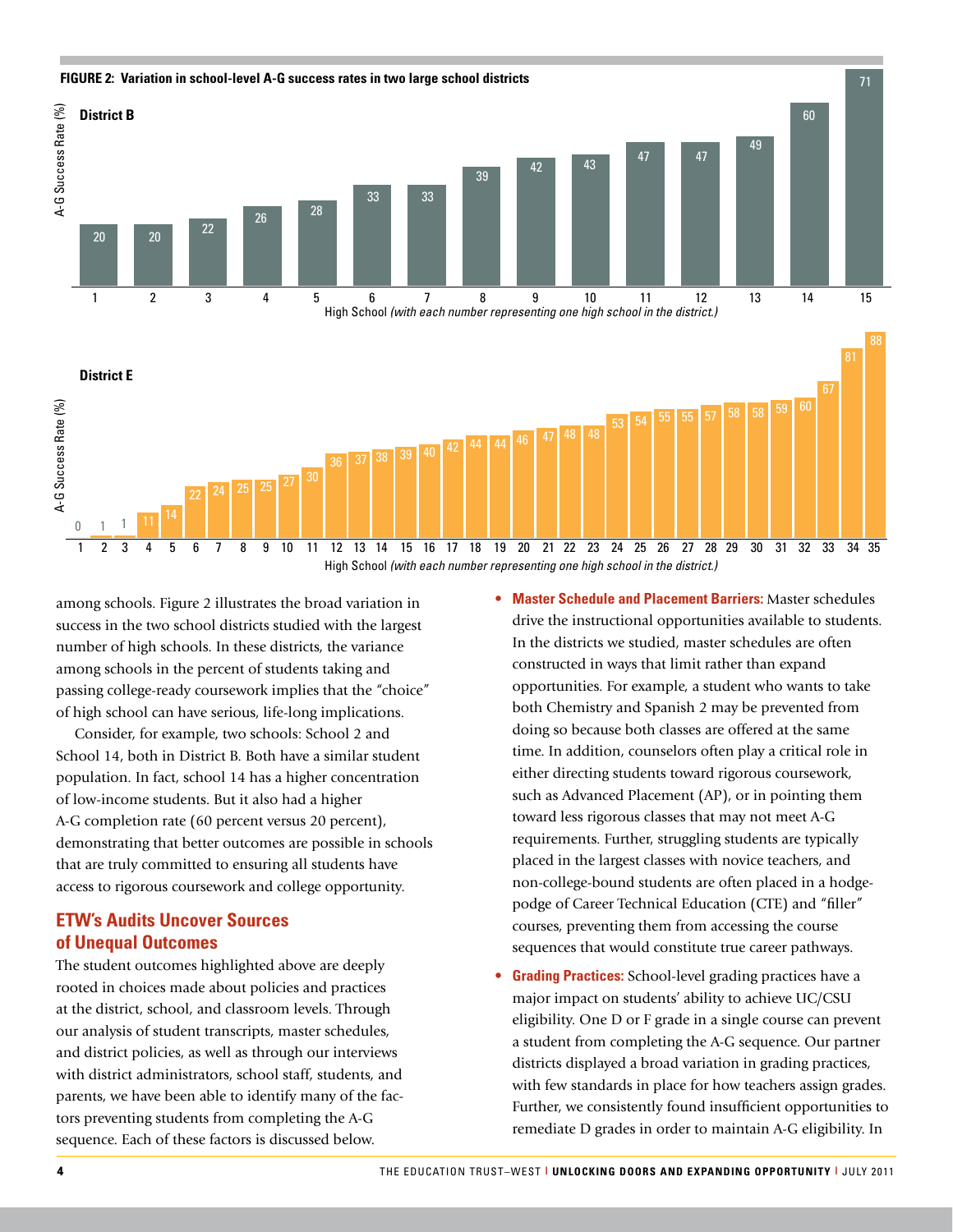**FIGURE 2: Variation in school-level A-G success rates in two large school districts**

**District B**

| High School | 1 | 2 | 3 | 4 | 5 | 6 | 7 | 8 | 9 | 10 | 11 | 12 | 13 | 14 | 15 |
|---|---|---|---|---|---|---|---|---|---|---|---|---|---|---|---|
| A-G Success Rate (%) | 20 | 20 | 22 | 26 | 28 | 33 | 33 | 39 | 42 | 43 | 47 | 47 | 49 | 60 | 71 |

High School *(with each number representing one high school in the district.)*

**District E**

| High School | 1 | 2 | 3 | 4 | 5 | 6 | 7 | 8 | 9 | 10 | 11 | 12 | 13 | 14 | 15 | 16 | 17 | 18 | 19 | 20 | 21 | 22 | 23 | 24 | 25 | 26 | 27 | 28 | 29 | 30 | 31 | 32 | 33 | 34 | 35 |
|---|---|---|---|---|---|---|---|---|---|---|---|---|---|---|---|---|---|---|---|---|---|---|---|---|---|---|---|---|---|---|---|---|---|---|---|
| A-G Success Rate (%) | 0 | 1 | 1 | 11 | 14 | 22 | 24 | 25 | 25 | 27 | 30 | 36 | 37 | 38 | 39 | 40 | 42 | 44 | 44 | 46 | 47 | 48 | 48 | 53 | 54 | 55 | 55 | 57 | 58 | 58 | 59 | 60 | 67 | 81 | 88 |

High School *(with each number representing one high school in the district.)*

among schools. Figure 2 illustrates the broad variation in success in the two school districts studied with the largest number of high schools. In these districts, the variance among schools in the percent of students taking and passing college-ready coursework implies that the "choice" of high school can have serious, life-long implications.

Consider, for example, two schools: School 2 and School 14, both in District B. Both have a similar student population. In fact, school 14 has a higher concentration of low-income students. But it also had a higher A-G completion rate (60 percent versus 20 percent), demonstrating that better outcomes are possible in schools that are truly committed to ensuring all students have access to rigorous coursework and college opportunity.

## ETW's Audits Uncover Sources of Unequal Outcomes

The student outcomes highlighted above are deeply rooted in choices made about policies and practices at the district, school, and classroom levels. Through our analysis of student transcripts, master schedules, and district policies, as well as through our interviews with district administrators, school staff, students, and parents, we have been able to identify many of the factors preventing students from completing the A-G sequence. Each of these factors is discussed below.

- **Master Schedule and Placement Barriers:** Master schedules drive the instructional opportunities available to students. In the districts we studied, master schedules are often constructed in ways that limit rather than expand opportunities. For example, a student who wants to take both Chemistry and Spanish 2 may be prevented from doing so because both classes are offered at the same time. In addition, counselors often play a critical role in either directing students toward rigorous coursework, such as Advanced Placement (AP), or in pointing them toward less rigorous classes that may not meet A-G requirements. Further, struggling students are typically placed in the largest classes with novice teachers, and non-college-bound students are often placed in a hodgepodge of Career Technical Education (CTE) and "filler" courses, preventing them from accessing the course sequences that would constitute true career pathways.
- **Grading Practices:** School-level grading practices have a major impact on students' ability to achieve UC/CSU eligibility. One D or F grade in a single course can prevent a student from completing the A-G sequence. Our partner districts displayed a broad variation in grading practices, with few standards in place for how teachers assign grades. Further, we consistently found insufficient opportunities to remediate D grades in order to maintain A-G eligibility. In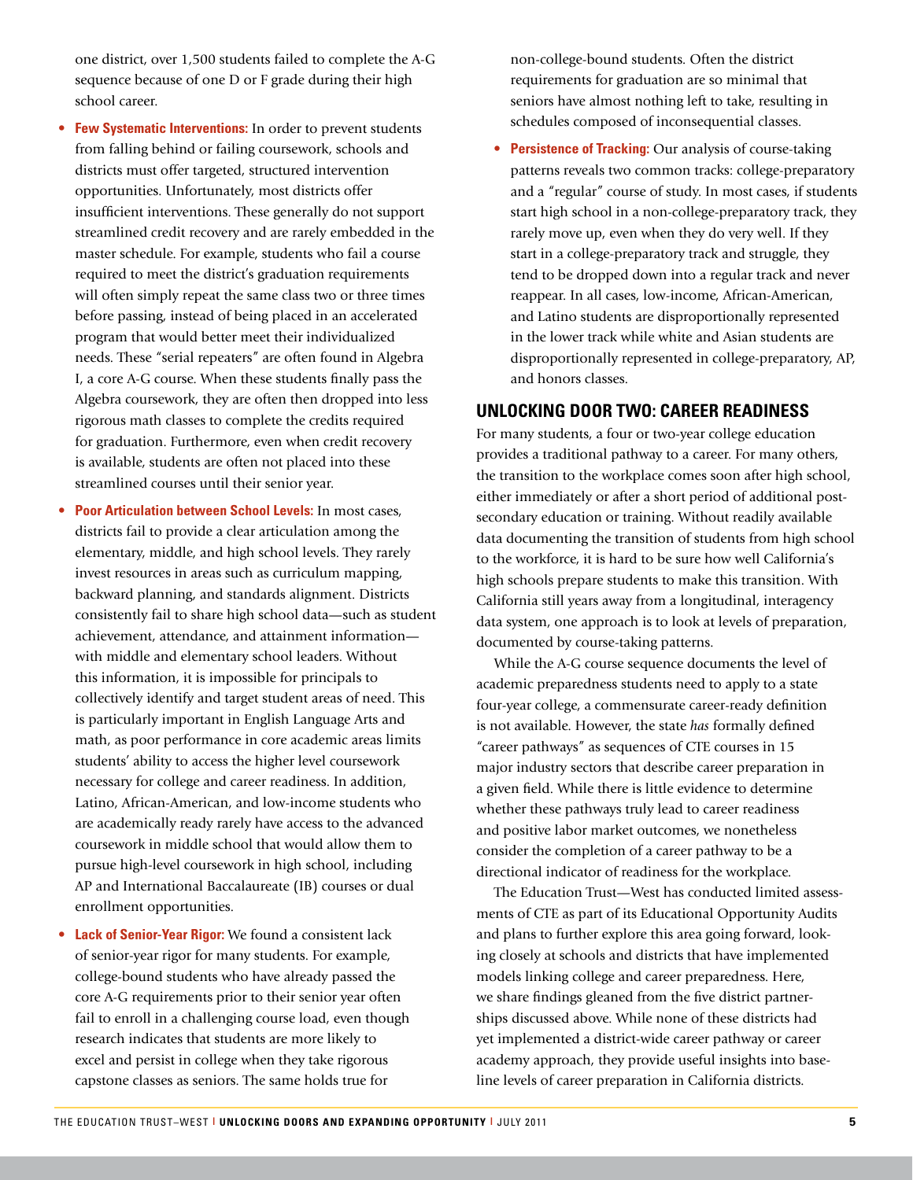one district, over 1,500 students failed to complete the A-G sequence because of one D or F grade during their high school career.

- **Few Systematic Interventions:** In order to prevent students from falling behind or failing coursework, schools and districts must offer targeted, structured intervention opportunities. Unfortunately, most districts offer insufficient interventions. These generally do not support streamlined credit recovery and are rarely embedded in the master schedule. For example, students who fail a course required to meet the district's graduation requirements will often simply repeat the same class two or three times before passing, instead of being placed in an accelerated program that would better meet their individualized needs. These "serial repeaters" are often found in Algebra I, a core A-G course. When these students finally pass the Algebra coursework, they are often then dropped into less rigorous math classes to complete the credits required for graduation. Furthermore, even when credit recovery is available, students are often not placed into these streamlined courses until their senior year.
- **Poor Articulation between School Levels:** In most cases, districts fail to provide a clear articulation among the elementary, middle, and high school levels. They rarely invest resources in areas such as curriculum mapping, backward planning, and standards alignment. Districts consistently fail to share high school data—such as student achievement, attendance, and attainment information—with middle and elementary school leaders. Without this information, it is impossible for principals to collectively identify and target student areas of need. This is particularly important in English Language Arts and math, as poor performance in core academic areas limits students' ability to access the higher level coursework necessary for college and career readiness. In addition, Latino, African-American, and low-income students who are academically ready rarely have access to the advanced coursework in middle school that would allow them to pursue high-level coursework in high school, including AP and International Baccalaureate (IB) courses or dual enrollment opportunities.
- **Lack of Senior-Year Rigor:** We found a consistent lack of senior-year rigor for many students. For example, college-bound students who have already passed the core A-G requirements prior to their senior year often fail to enroll in a challenging course load, even though research indicates that students are more likely to excel and persist in college when they take rigorous capstone classes as seniors. The same holds true for non-college-bound students. Often the district requirements for graduation are so minimal that seniors have almost nothing left to take, resulting in schedules composed of inconsequential classes.
- **Persistence of Tracking:** Our analysis of course-taking patterns reveals two common tracks: college-preparatory and a "regular" course of study. In most cases, if students start high school in a non-college-preparatory track, they rarely move up, even when they do very well. If they start in a college-preparatory track and struggle, they tend to be dropped down into a regular track and never reappear. In all cases, low-income, African-American, and Latino students are disproportionally represented in the lower track while white and Asian students are disproportionally represented in college-preparatory, AP, and honors classes.

## UNLOCKING DOOR TWO: CAREER READINESS

For many students, a four or two-year college education provides a traditional pathway to a career. For many others, the transition to the workplace comes soon after high school, either immediately or after a short period of additional post-secondary education or training. Without readily available data documenting the transition of students from high school to the workforce, it is hard to be sure how well California's high schools prepare students to make this transition. With California still years away from a longitudinal, interagency data system, one approach is to look at levels of preparation, documented by course-taking patterns.

While the A-G course sequence documents the level of academic preparedness students need to apply to a state four-year college, a commensurate career-ready definition is not available. However, the state *has* formally defined "career pathways" as sequences of CTE courses in 15 major industry sectors that describe career preparation in a given field. While there is little evidence to determine whether these pathways truly lead to career readiness and positive labor market outcomes, we nonetheless consider the completion of a career pathway to be a directional indicator of readiness for the workplace.

The Education Trust—West has conducted limited assessments of CTE as part of its Educational Opportunity Audits and plans to further explore this area going forward, looking closely at schools and districts that have implemented models linking college and career preparedness. Here, we share findings gleaned from the five district partnerships discussed above. While none of these districts had yet implemented a district-wide career pathway or career academy approach, they provide useful insights into baseline levels of career preparation in California districts.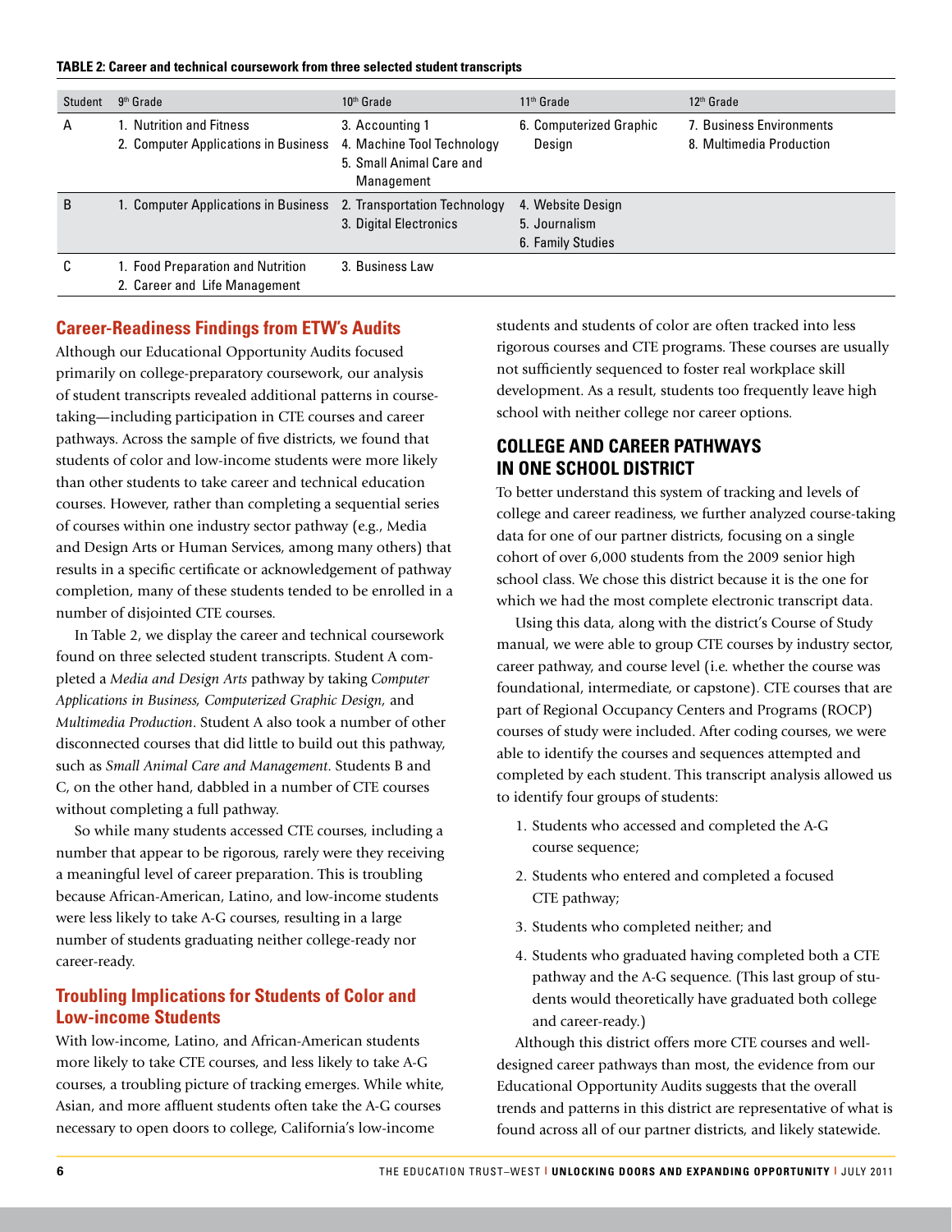**TABLE 2: Career and technical coursework from three selected student transcripts**

| Student | 9th Grade | 10th Grade | 11th Grade | 12th Grade |
|---|---|---|---|---|
| A | 1. Nutrition and Fitness<br>2. Computer Applications in Business | 3. Accounting 1<br>4. Machine Tool Technology<br>5. Small Animal Care and Management | 6. Computerized Graphic Design | 7. Business Environments<br>8. Multimedia Production |
| B | 1. Computer Applications in Business | 2. Transportation Technology<br>3. Digital Electronics | 4. Website Design<br>5. Journalism<br>6. Family Studies | |
| C | 1. Food Preparation and Nutrition<br>2. Career and Life Management | 3. Business Law | | |

### Career-Readiness Findings from ETW's Audits

Although our Educational Opportunity Audits focused primarily on college-preparatory coursework, our analysis of student transcripts revealed additional patterns in course-taking—including participation in CTE courses and career pathways. Across the sample of five districts, we found that students of color and low-income students were more likely than other students to take career and technical education courses. However, rather than completing a sequential series of courses within one industry sector pathway (e.g., Media and Design Arts or Human Services, among many others) that results in a specific certificate or acknowledgement of pathway completion, many of these students tended to be enrolled in a number of disjointed CTE courses.

In Table 2, we display the career and technical coursework found on three selected student transcripts. Student A completed a *Media and Design Arts* pathway by taking *Computer Applications in Business, Computerized Graphic Design,* and *Multimedia Production*. Student A also took a number of other disconnected courses that did little to build out this pathway, such as *Small Animal Care and Management*. Students B and C, on the other hand, dabbled in a number of CTE courses without completing a full pathway.

So while many students accessed CTE courses, including a number that appear to be rigorous, rarely were they receiving a meaningful level of career preparation. This is troubling because African-American, Latino, and low-income students were less likely to take A-G courses, resulting in a large number of students graduating neither college-ready nor career-ready.

### Troubling Implications for Students of Color and Low-income Students

With low-income, Latino, and African-American students more likely to take CTE courses, and less likely to take A-G courses, a troubling picture of tracking emerges. While white, Asian, and more affluent students often take the A-G courses necessary to open doors to college, California's low-income students and students of color are often tracked into less rigorous courses and CTE programs. These courses are usually not sufficiently sequenced to foster real workplace skill development. As a result, students too frequently leave high school with neither college nor career options.

## COLLEGE AND CAREER PATHWAYS IN ONE SCHOOL DISTRICT

To better understand this system of tracking and levels of college and career readiness, we further analyzed course-taking data for one of our partner districts, focusing on a single cohort of over 6,000 students from the 2009 senior high school class. We chose this district because it is the one for which we had the most complete electronic transcript data.

Using this data, along with the district's Course of Study manual, we were able to group CTE courses by industry sector, career pathway, and course level (i.e. whether the course was foundational, intermediate, or capstone). CTE courses that are part of Regional Occupancy Centers and Programs (ROCP) courses of study were included. After coding courses, we were able to identify the courses and sequences attempted and completed by each student. This transcript analysis allowed us to identify four groups of students:

1. Students who accessed and completed the A-G course sequence;
2. Students who entered and completed a focused CTE pathway;
3. Students who completed neither; and
4. Students who graduated having completed both a CTE pathway and the A-G sequence. (This last group of students would theoretically have graduated both college and career-ready.)

Although this district offers more CTE courses and well-designed career pathways than most, the evidence from our Educational Opportunity Audits suggests that the overall trends and patterns in this district are representative of what is found across all of our partner districts, and likely statewide.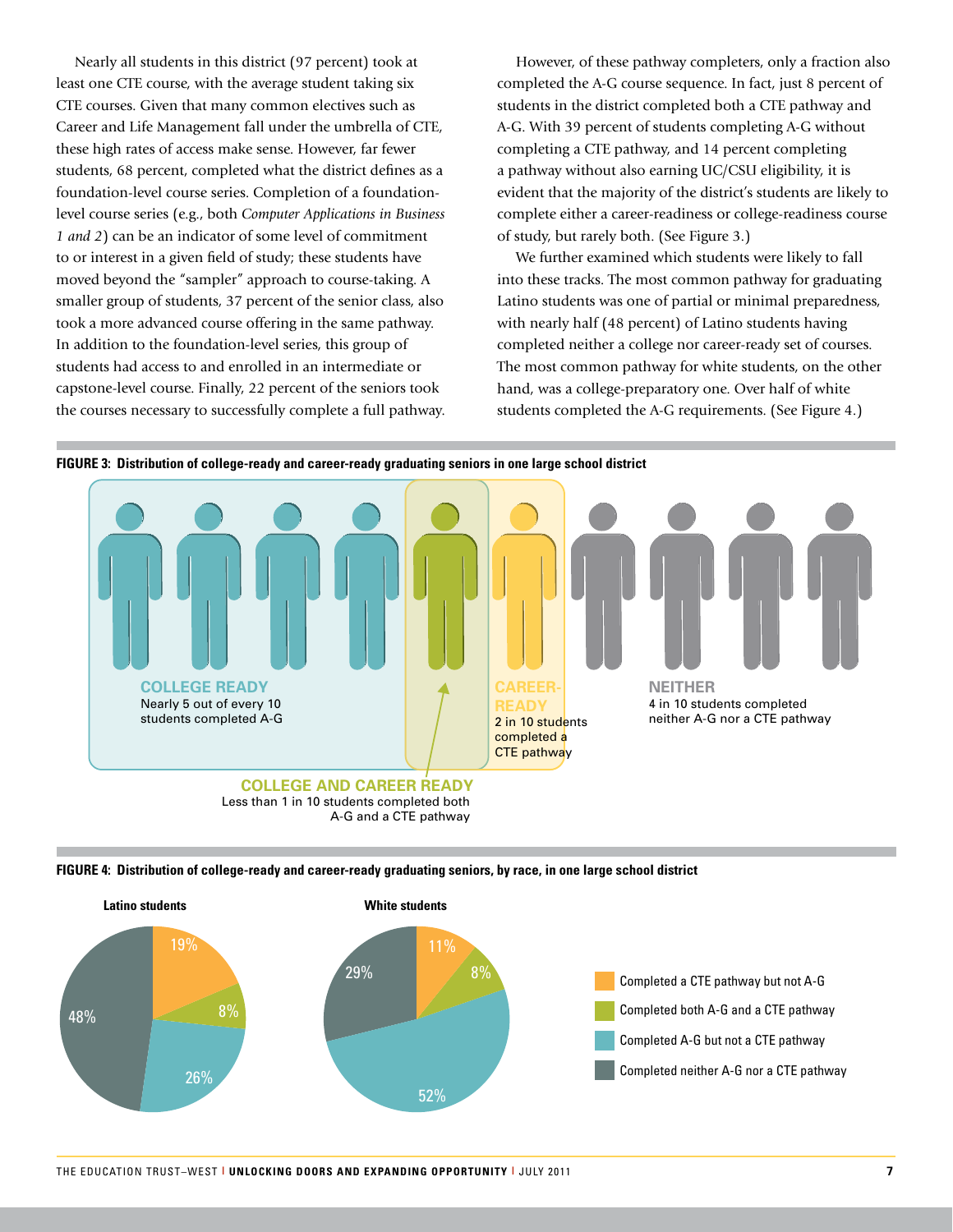Nearly all students in this district (97 percent) took at least one CTE course, with the average student taking six CTE courses. Given that many common electives such as Career and Life Management fall under the umbrella of CTE, these high rates of access make sense. However, far fewer students, 68 percent, completed what the district defines as a foundation-level course series. Completion of a foundation-level course series (e.g., both *Computer Applications in Business 1 and 2*) can be an indicator of some level of commitment to or interest in a given field of study; these students have moved beyond the "sampler" approach to course-taking. A smaller group of students, 37 percent of the senior class, also took a more advanced course offering in the same pathway. In addition to the foundation-level series, this group of students had access to and enrolled in an intermediate or capstone-level course. Finally, 22 percent of the seniors took the courses necessary to successfully complete a full pathway.

However, of these pathway completers, only a fraction also completed the A-G course sequence. In fact, just 8 percent of students in the district completed both a CTE pathway and A-G. With 39 percent of students completing A-G without completing a CTE pathway, and 14 percent completing a pathway without also earning UC/CSU eligibility, it is evident that the majority of the district's students are likely to complete either a career-readiness or college-readiness course of study, but rarely both. (See Figure 3.)

We further examined which students were likely to fall into these tracks. The most common pathway for graduating Latino students was one of partial or minimal preparedness, with nearly half (48 percent) of Latino students having completed neither a college nor career-ready set of courses. The most common pathway for white students, on the other hand, was a college-preparatory one. Over half of white students completed the A-G requirements. (See Figure 4.)

**FIGURE 3: Distribution of college-ready and career-ready graduating seniors in one large school district**

**COLLEGE READY**
Nearly 5 out of every 10 students completed A-G

**CAREER-READY**
2 in 10 students completed a CTE pathway

**NEITHER**
4 in 10 students completed neither A-G nor a CTE pathway

**COLLEGE AND CAREER READY**
Less than 1 in 10 students completed both A-G and a CTE pathway

**FIGURE 4: Distribution of college-ready and career-ready graduating seniors, by race, in one large school district**

| | Latino students | White students |
| --- | --- | --- |
| Completed a CTE pathway but not A-G | 19% | 11% |
| Completed both A-G and a CTE pathway | 8% | 8% |
| Completed A-G but not a CTE pathway | 26% | 52% |
| Completed neither A-G nor a CTE pathway | 48% | 29% |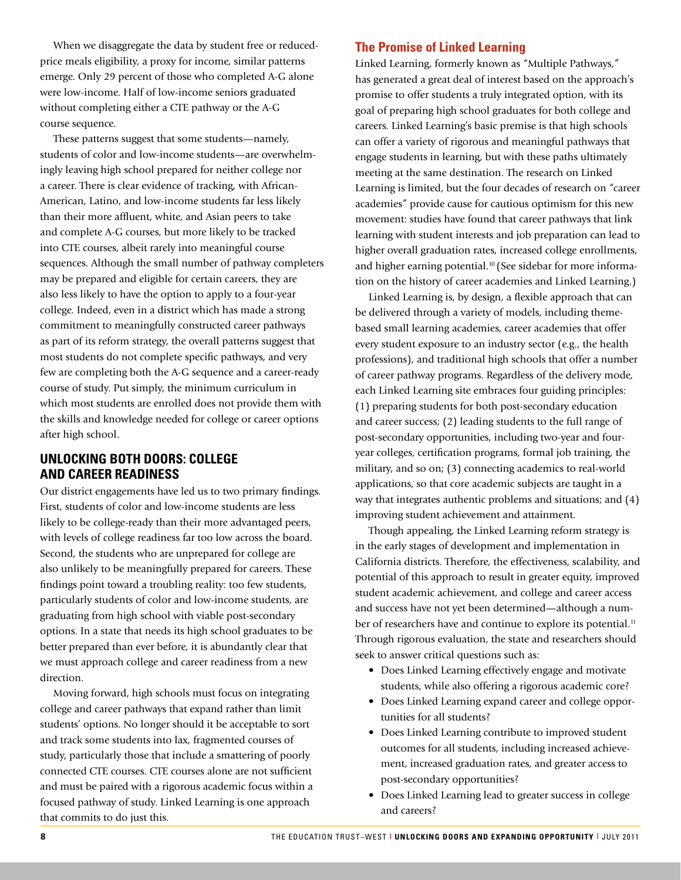When we disaggregate the data by student free or reduced-price meals eligibility, a proxy for income, similar patterns emerge. Only 29 percent of those who completed A-G alone were low-income. Half of low-income seniors graduated without completing either a CTE pathway or the A-G course sequence.

These patterns suggest that some students—namely, students of color and low-income students—are overwhelmingly leaving high school prepared for neither college nor a career. There is clear evidence of tracking, with African-American, Latino, and low-income students far less likely than their more affluent, white, and Asian peers to take and complete A-G courses, but more likely to be tracked into CTE courses, albeit rarely into meaningful course sequences. Although the small number of pathway completers may be prepared and eligible for certain careers, they are also less likely to have the option to apply to a four-year college. Indeed, even in a district which has made a strong commitment to meaningfully constructed career pathways as part of its reform strategy, the overall patterns suggest that most students do not complete specific pathways, and very few are completing both the A-G sequence and a career-ready course of study. Put simply, the minimum curriculum in which most students are enrolled does not provide them with the skills and knowledge needed for college or career options after high school.

## UNLOCKING BOTH DOORS: COLLEGE AND CAREER READINESS

Our district engagements have led us to two primary findings. First, students of color and low-income students are less likely to be college-ready than their more advantaged peers, with levels of college readiness far too low across the board. Second, the students who are unprepared for college are also unlikely to be meaningfully prepared for careers. These findings point toward a troubling reality: too few students, particularly students of color and low-income students, are graduating from high school with viable post-secondary options. In a state that needs its high school graduates to be better prepared than ever before, it is abundantly clear that we must approach college and career readiness from a new direction.

Moving forward, high schools must focus on integrating college and career pathways that expand rather than limit students' options. No longer should it be acceptable to sort and track some students into lax, fragmented courses of study, particularly those that include a smattering of poorly connected CTE courses. CTE courses alone are not sufficient and must be paired with a rigorous academic focus within a focused pathway of study. Linked Learning is one approach that commits to do just this.

### The Promise of Linked Learning

Linked Learning, formerly known as "Multiple Pathways," has generated a great deal of interest based on the approach's promise to offer students a truly integrated option, with its goal of preparing high school graduates for both college and careers. Linked Learning's basic premise is that high schools can offer a variety of rigorous and meaningful pathways that engage students in learning, but with these paths ultimately meeting at the same destination. The research on Linked Learning is limited, but the four decades of research on "career academies" provide cause for cautious optimism for this new movement: studies have found that career pathways that link learning with student interests and job preparation can lead to higher overall graduation rates, increased college enrollments, and higher earning potential.[10] (See sidebar for more information on the history of career academies and Linked Learning.)

Linked Learning is, by design, a flexible approach that can be delivered through a variety of models, including theme-based small learning academies, career academies that offer every student exposure to an industry sector (e.g., the health professions), and traditional high schools that offer a number of career pathway programs. Regardless of the delivery mode, each Linked Learning site embraces four guiding principles: (1) preparing students for both post-secondary education and career success; (2) leading students to the full range of post-secondary opportunities, including two-year and four-year colleges, certification programs, formal job training, the military, and so on; (3) connecting academics to real-world applications, so that core academic subjects are taught in a way that integrates authentic problems and situations; and (4) improving student achievement and attainment.

Though appealing, the Linked Learning reform strategy is in the early stages of development and implementation in California districts. Therefore, the effectiveness, scalability, and potential of this approach to result in greater equity, improved student academic achievement, and college and career access and success have not yet been determined—although a number of researchers have and continue to explore its potential.[11] Through rigorous evaluation, the state and researchers should seek to answer critical questions such as:

- Does Linked Learning effectively engage and motivate students, while also offering a rigorous academic core?
- Does Linked Learning expand career and college opportunities for all students?
- Does Linked Learning contribute to improved student outcomes for all students, including increased achievement, increased graduation rates, and greater access to post-secondary opportunities?
- Does Linked Learning lead to greater success in college and careers?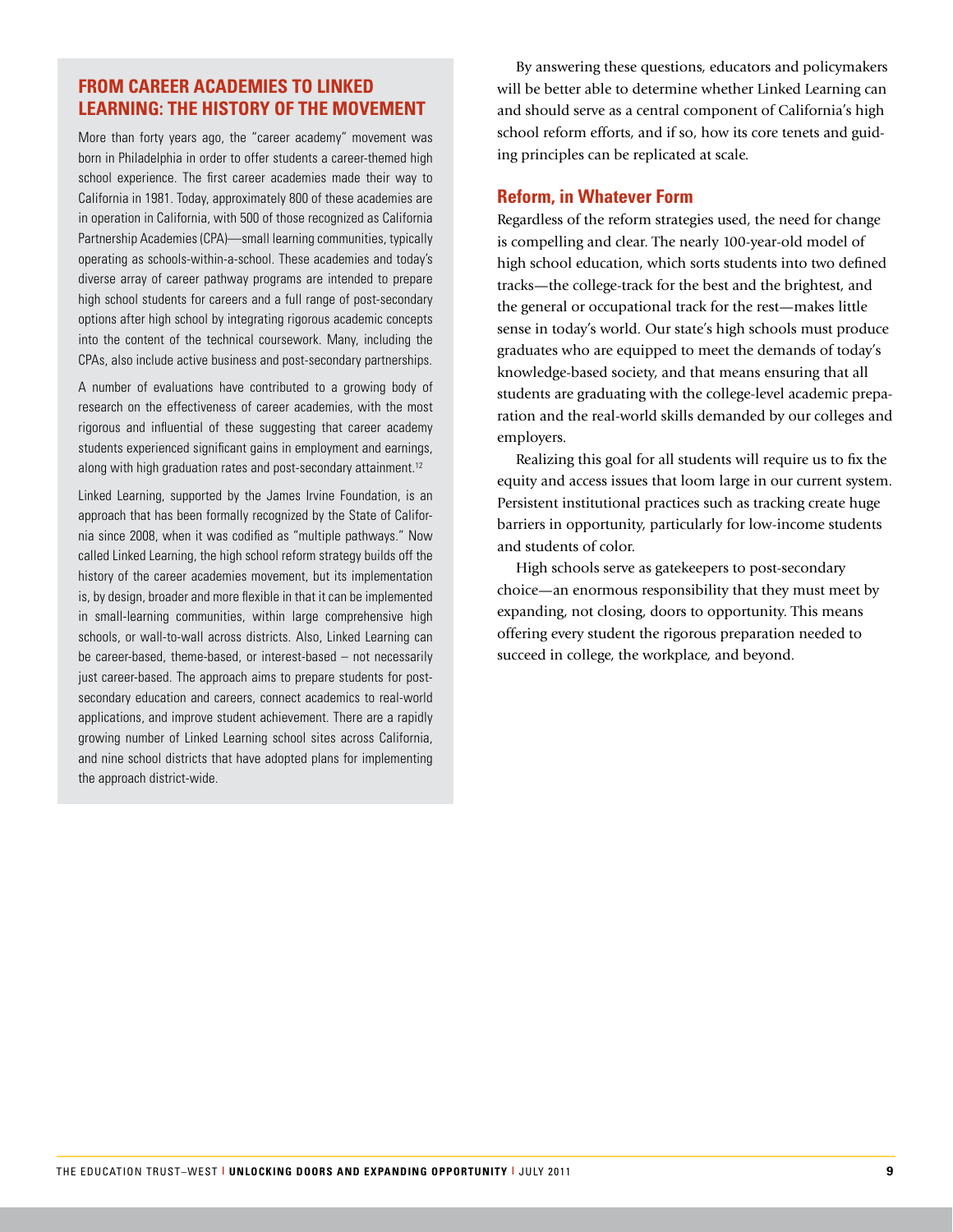## FROM CAREER ACADEMIES TO LINKED LEARNING: THE HISTORY OF THE MOVEMENT

More than forty years ago, the "career academy" movement was born in Philadelphia in order to offer students a career-themed high school experience. The first career academies made their way to California in 1981. Today, approximately 800 of these academies are in operation in California, with 500 of those recognized as California Partnership Academies (CPA)—small learning communities, typically operating as schools-within-a-school. These academies and today's diverse array of career pathway programs are intended to prepare high school students for careers and a full range of post-secondary options after high school by integrating rigorous academic concepts into the content of the technical coursework. Many, including the CPAs, also include active business and post-secondary partnerships.

A number of evaluations have contributed to a growing body of research on the effectiveness of career academies, with the most rigorous and influential of these suggesting that career academy students experienced significant gains in employment and earnings, along with high graduation rates and post-secondary attainment.[12]

Linked Learning, supported by the James Irvine Foundation, is an approach that has been formally recognized by the State of California since 2008, when it was codified as "multiple pathways." Now called Linked Learning, the high school reform strategy builds off the history of the career academies movement, but its implementation is, by design, broader and more flexible in that it can be implemented in small-learning communities, within large comprehensive high schools, or wall-to-wall across districts. Also, Linked Learning can be career-based, theme-based, or interest-based – not necessarily just career-based. The approach aims to prepare students for post-secondary education and careers, connect academics to real-world applications, and improve student achievement. There are a rapidly growing number of Linked Learning school sites across California, and nine school districts that have adopted plans for implementing the approach district-wide.

By answering these questions, educators and policymakers will be better able to determine whether Linked Learning can and should serve as a central component of California's high school reform efforts, and if so, how its core tenets and guiding principles can be replicated at scale.

### Reform, in Whatever Form

Regardless of the reform strategies used, the need for change is compelling and clear. The nearly 100-year-old model of high school education, which sorts students into two defined tracks—the college-track for the best and the brightest, and the general or occupational track for the rest—makes little sense in today's world. Our state's high schools must produce graduates who are equipped to meet the demands of today's knowledge-based society, and that means ensuring that all students are graduating with the college-level academic preparation and the real-world skills demanded by our colleges and employers.

Realizing this goal for all students will require us to fix the equity and access issues that loom large in our current system. Persistent institutional practices such as tracking create huge barriers in opportunity, particularly for low-income students and students of color.

High schools serve as gatekeepers to post-secondary choice—an enormous responsibility that they must meet by expanding, not closing, doors to opportunity. This means offering every student the rigorous preparation needed to succeed in college, the workplace, and beyond.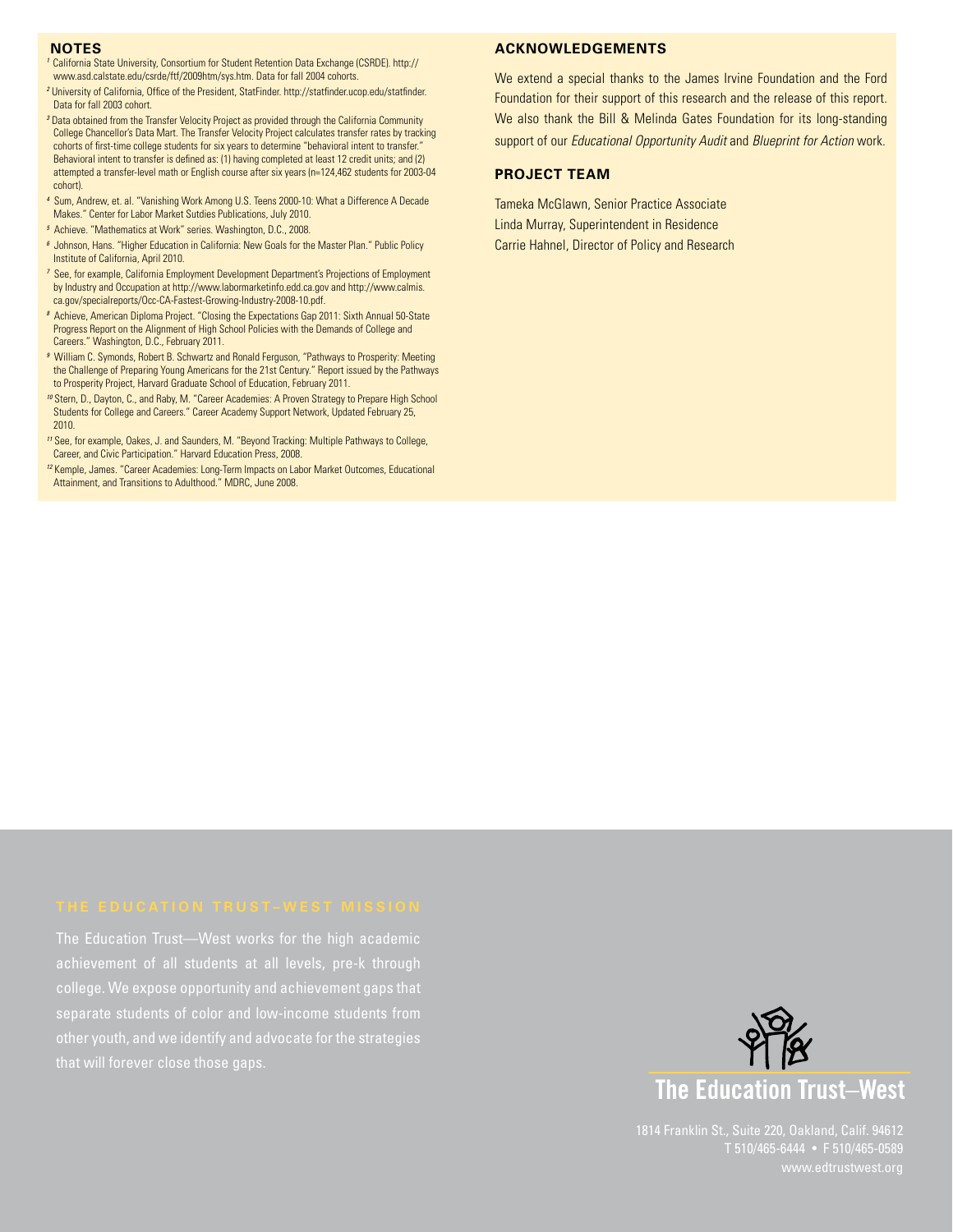## NOTES

[1] California State University, Consortium for Student Retention Data Exchange (CSRDE). http://www.asd.calstate.edu/csrde/ftf/2009htm/sys.htm. Data for fall 2004 cohorts.

[2] University of California, Office of the President, StatFinder. http://statfinder.ucop.edu/statfinder. Data for fall 2003 cohort.

[3] Data obtained from the Transfer Velocity Project as provided through the California Community College Chancellor's Data Mart. The Transfer Velocity Project calculates transfer rates by tracking cohorts of first-time college students for six years to determine "behavioral intent to transfer." Behavioral intent to transfer is defined as: (1) having completed at least 12 credit units; and (2) attempted a transfer-level math or English course after six years (n=124,462 students for 2003-04 cohort).

[4] Sum, Andrew, et. al. "Vanishing Work Among U.S. Teens 2000-10: What a Difference A Decade Makes." Center for Labor Market Sutdies Publications, July 2010.

[5] Achieve. "Mathematics at Work" series. Washington, D.C., 2008.

[6] Johnson, Hans. "Higher Education in California: New Goals for the Master Plan." Public Policy Institute of California, April 2010.

[7] See, for example, California Employment Development Department's Projections of Employment by Industry and Occupation at http://www.labormarketinfo.edd.ca.gov and http://www.calmis.ca.gov/specialreports/Occ-CA-Fastest-Growing-Industry-2008-10.pdf.

[8] Achieve, American Diploma Project. "Closing the Expectations Gap 2011: Sixth Annual 50-State Progress Report on the Alignment of High School Policies with the Demands of College and Careers." Washington, D.C., February 2011.

[9] William C. Symonds, Robert B. Schwartz and Ronald Ferguson, "Pathways to Prosperity: Meeting the Challenge of Preparing Young Americans for the 21st Century." Report issued by the Pathways to Prosperity Project, Harvard Graduate School of Education, February 2011.

[10] Stern, D., Dayton, C., and Raby, M. "Career Academies: A Proven Strategy to Prepare High School Students for College and Careers." Career Academy Support Network, Updated February 25, 2010.

[11] See, for example, Oakes, J. and Saunders, M. "Beyond Tracking: Multiple Pathways to College, Career, and Civic Participation." Harvard Education Press, 2008.

[12] Kemple, James. "Career Academies: Long-Term Impacts on Labor Market Outcomes, Educational Attainment, and Transitions to Adulthood." MDRC, June 2008.

## ACKNOWLEDGEMENTS

We extend a special thanks to the James Irvine Foundation and the Ford Foundation for their support of this research and the release of this report. We also thank the Bill & Melinda Gates Foundation for its long-standing support of our *Educational Opportunity Audit* and *Blueprint for Action* work.

## PROJECT TEAM

Tameka McGlawn, Senior Practice Associate
Linda Murray, Superintendent in Residence
Carrie Hahnel, Director of Policy and Research

## THE EDUCATION TRUST–WEST MISSION

The Education Trust—West works for the high academic achievement of all students at all levels, pre-k through college. We expose opportunity and achievement gaps that separate students of color and low-income students from other youth, and we identify and advocate for the strategies that will forever close those gaps.

**The Education Trust–West**

1814 Franklin St., Suite 220, Oakland, Calif. 94612
T 510/465-6444 • F 510/465-0589
www.edtrustwest.org